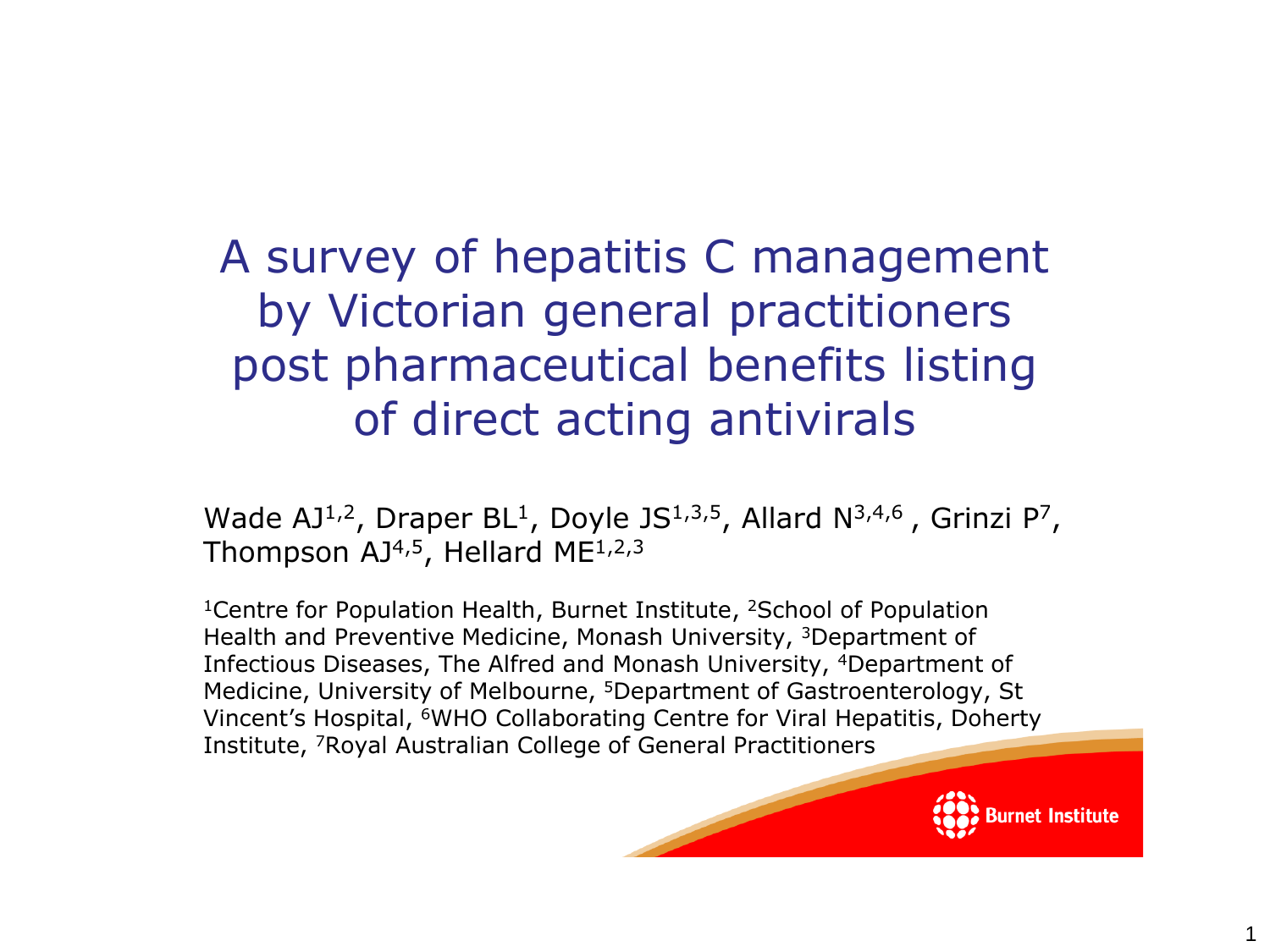# A survey of hepatitis C management by Victorian general practitioners post pharmaceutical benefits listing of direct acting antivirals

Wade AJ[1,2], Draper BL[1], Doyle JS[1,3,5], Allard N[3,4,6] , Grinzi P[7], Thompson AJ[4,5], Hellard ME[1,2,3]

[1]Centre for Population Health, Burnet Institute, [2]School of Population Health and Preventive Medicine, Monash University, [3]Department of Infectious Diseases, The Alfred and Monash University, [4]Department of Medicine, University of Melbourne, [5]Department of Gastroenterology, St Vincent's Hospital, [6]WHO Collaborating Centre for Viral Hepatitis, Doherty Institute, [7]Royal Australian College of General Practitioners

Burnet Institute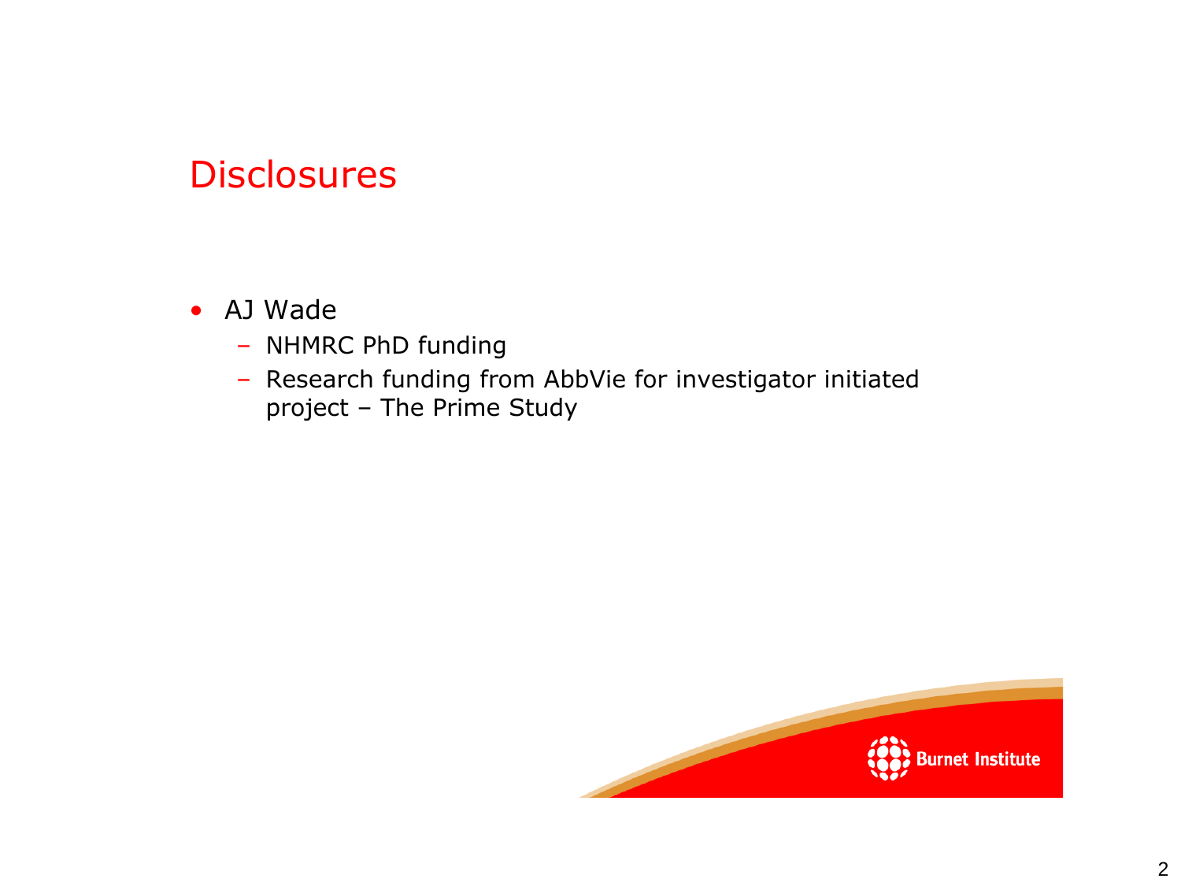# Disclosures

- AJ Wade
  - NHMRC PhD funding
  - Research funding from AbbVie for investigator initiated project – The Prime Study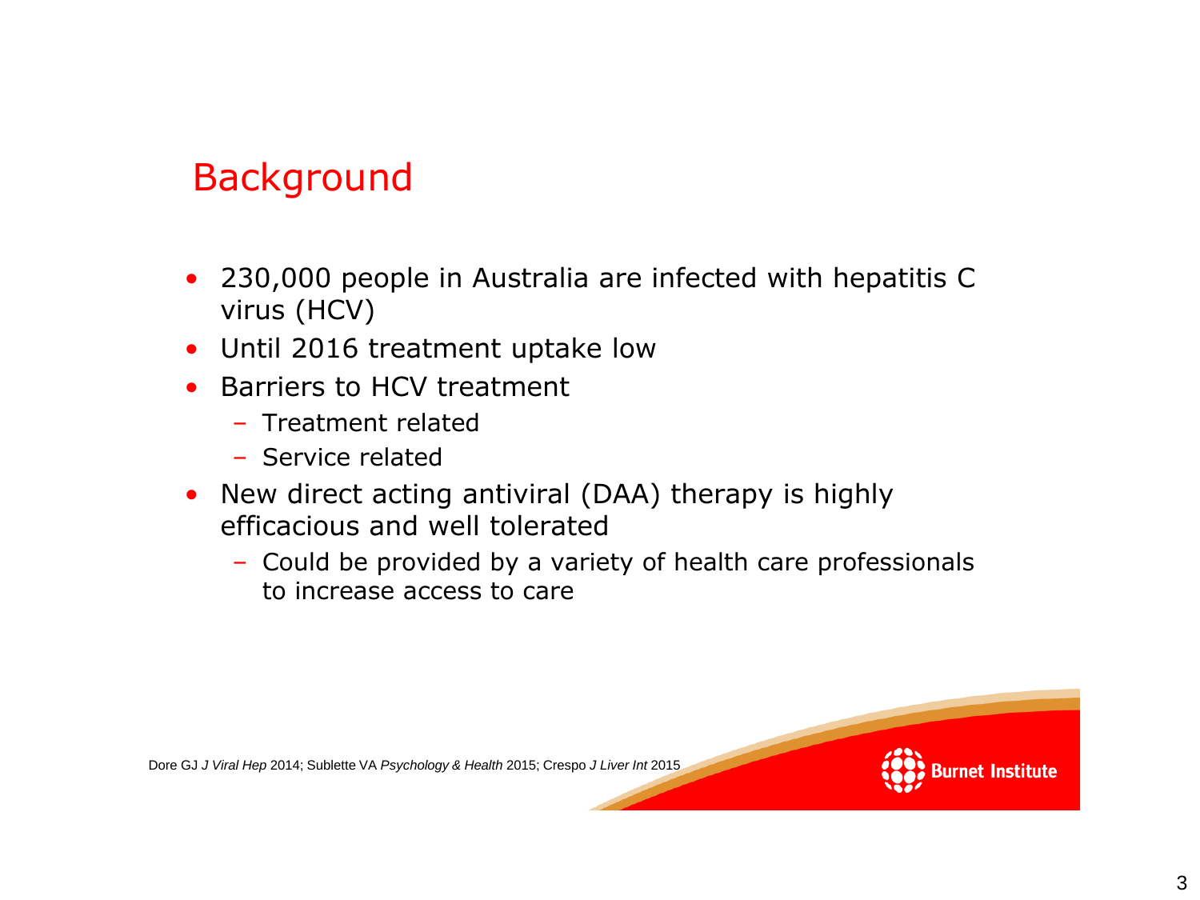## Background

- 230,000 people in Australia are infected with hepatitis C virus (HCV)
- Until 2016 treatment uptake low
- Barriers to HCV treatment
  - Treatment related
  - Service related
- New direct acting antiviral (DAA) therapy is highly efficacious and well tolerated
  - Could be provided by a variety of health care professionals to increase access to care

Dore GJ *J Viral Hep* 2014; Sublette VA *Psychology & Health* 2015; Crespo *J Liver Int* 2015

Burnet Institute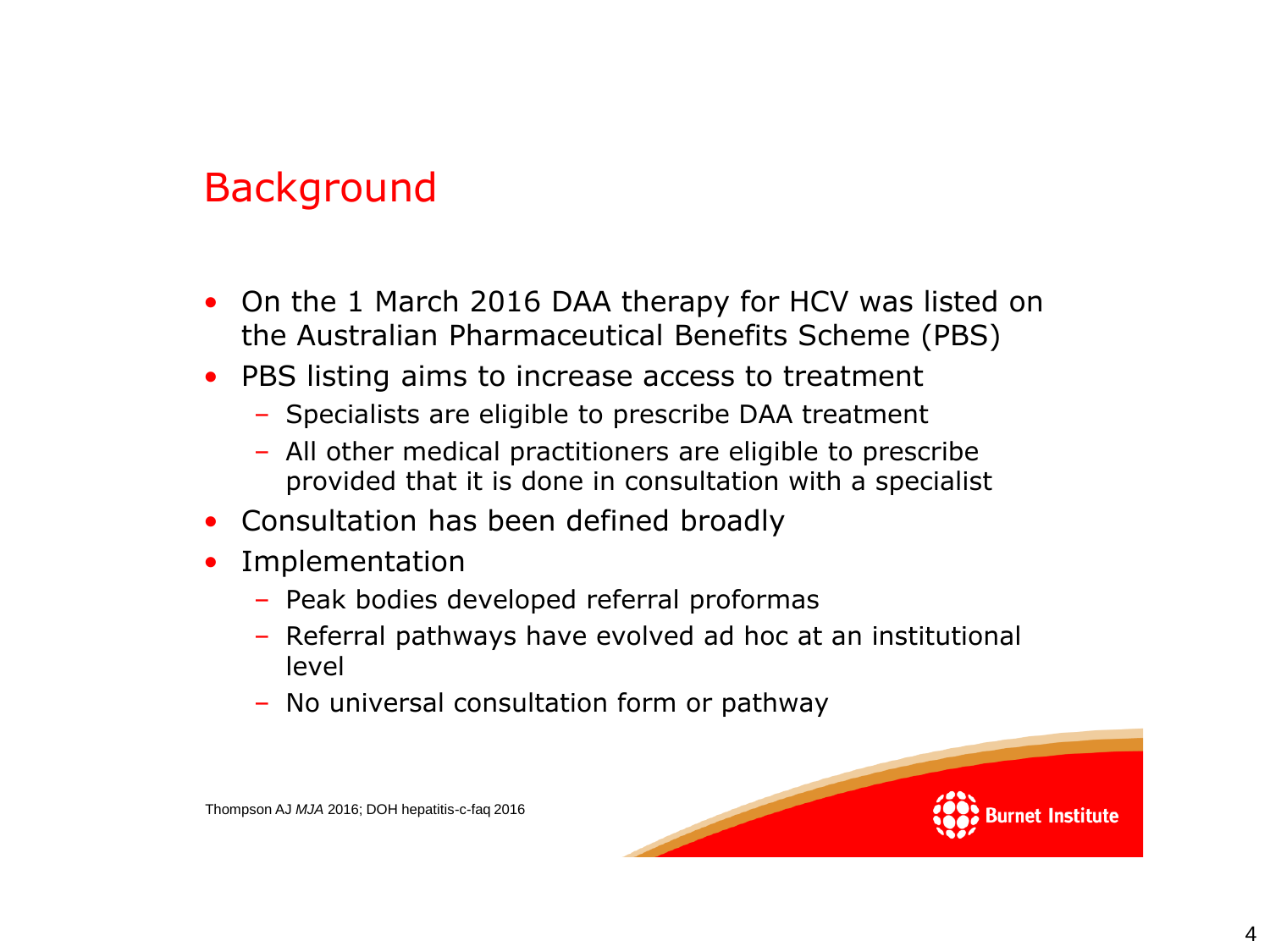## Background

- On the 1 March 2016 DAA therapy for HCV was listed on the Australian Pharmaceutical Benefits Scheme (PBS)
- PBS listing aims to increase access to treatment
  - Specialists are eligible to prescribe DAA treatment
  - All other medical practitioners are eligible to prescribe provided that it is done in consultation with a specialist
- Consultation has been defined broadly
- Implementation
  - Peak bodies developed referral proformas
  - Referral pathways have evolved ad hoc at an institutional level
  - No universal consultation form or pathway

Thompson AJ *MJA* 2016; DOH hepatitis-c-faq 2016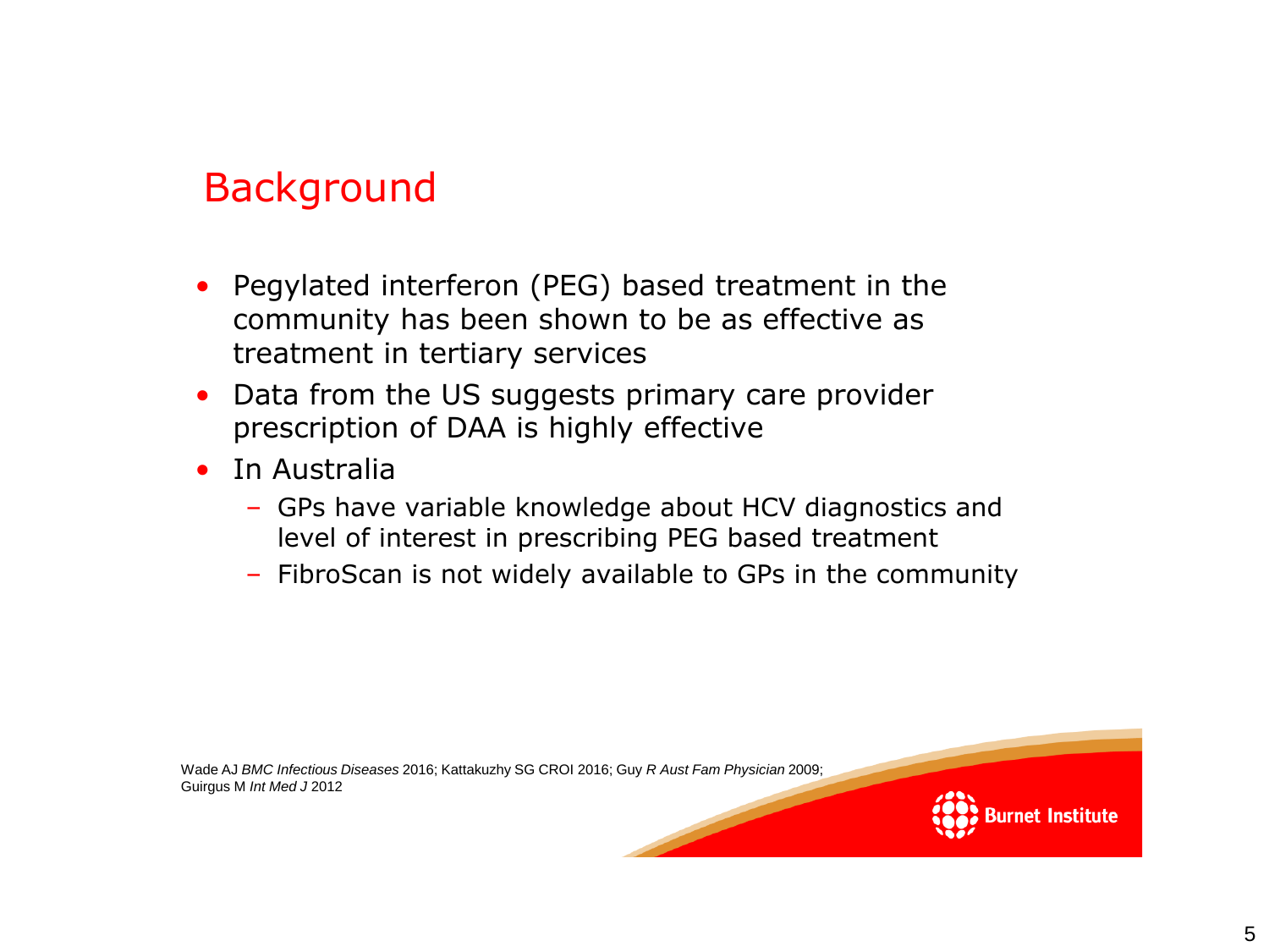## Background

- Pegylated interferon (PEG) based treatment in the community has been shown to be as effective as treatment in tertiary services
- Data from the US suggests primary care provider prescription of DAA is highly effective
- In Australia
  - GPs have variable knowledge about HCV diagnostics and level of interest in prescribing PEG based treatment
  - FibroScan is not widely available to GPs in the community

Wade AJ *BMC Infectious Diseases* 2016; Kattakuzhy SG CROI 2016; Guy R *Aust Fam Physician* 2009; Guirgus M *Int Med J* 2012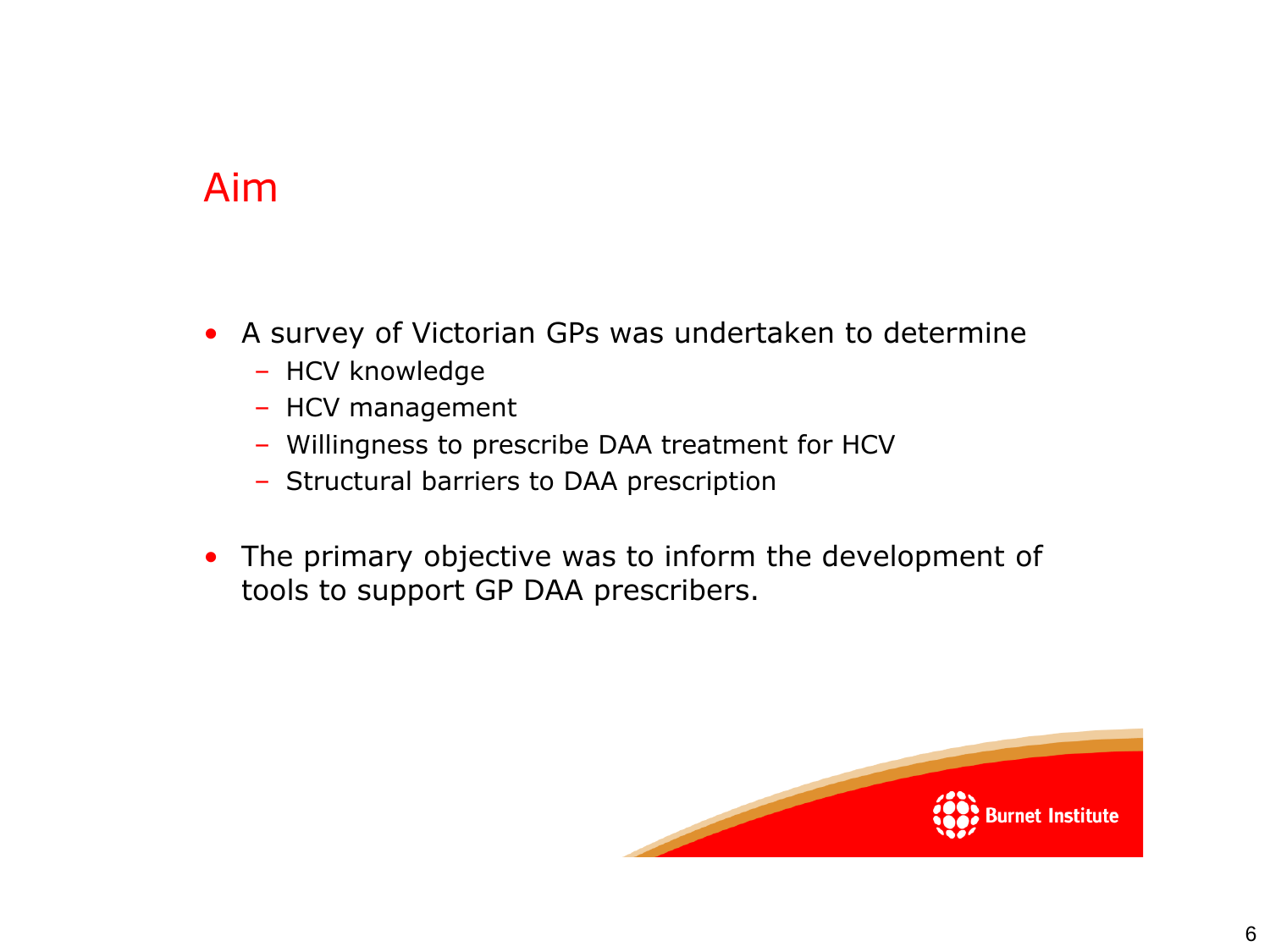# Aim

- A survey of Victorian GPs was undertaken to determine
  - HCV knowledge
  - HCV management
  - Willingness to prescribe DAA treatment for HCV
  - Structural barriers to DAA prescription

- The primary objective was to inform the development of tools to support GP DAA prescribers.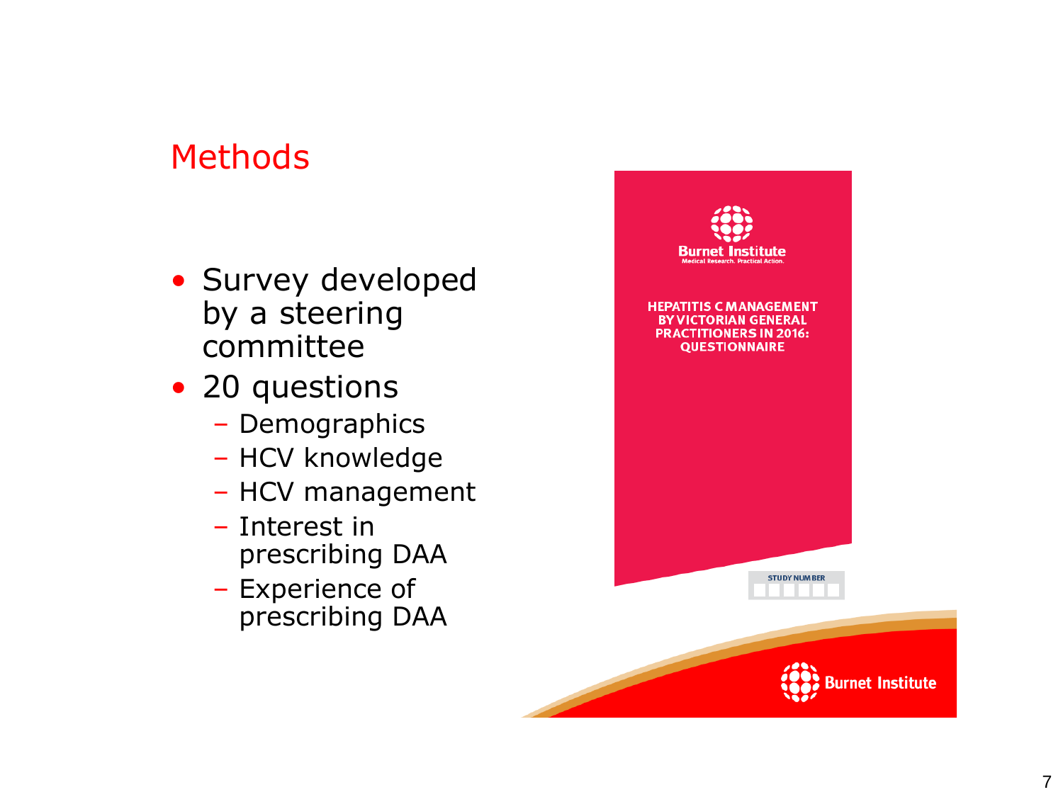## Methods

- Survey developed by a steering committee
- 20 questions
  - Demographics
  - HCV knowledge
  - HCV management
  - Interest in prescribing DAA
  - Experience of prescribing DAA

Burnet Institute
Medical Research. Practical Action.

HEPATITIS C MANAGEMENT BY VICTORIAN GENERAL PRACTITIONERS IN 2016: QUESTIONNAIRE

STUDY NUMBER

Burnet Institute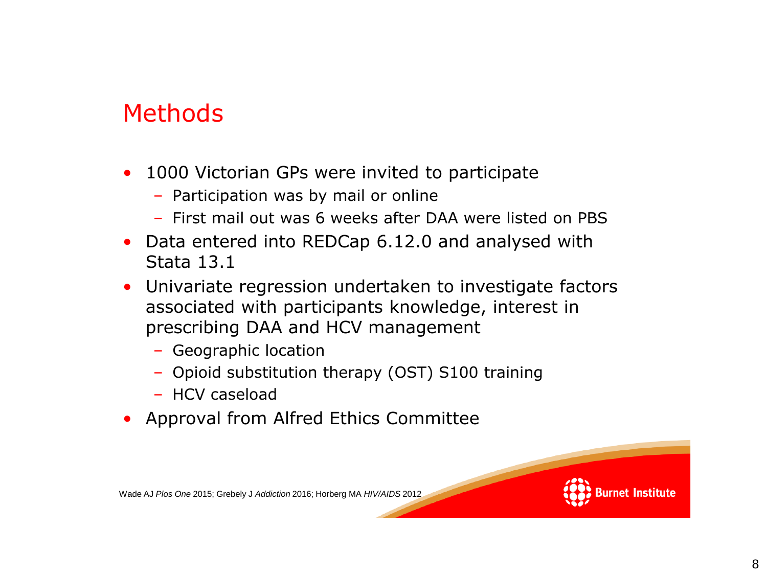## Methods

- 1000 Victorian GPs were invited to participate
  - Participation was by mail or online
  - First mail out was 6 weeks after DAA were listed on PBS
- Data entered into REDCap 6.12.0 and analysed with Stata 13.1
- Univariate regression undertaken to investigate factors associated with participants knowledge, interest in prescribing DAA and HCV management
  - Geographic location
  - Opioid substitution therapy (OST) S100 training
  - HCV caseload
- Approval from Alfred Ethics Committee

Wade AJ *Plos One* 2015; Grebely J *Addiction* 2016; Horberg MA *HIV/AIDS* 2012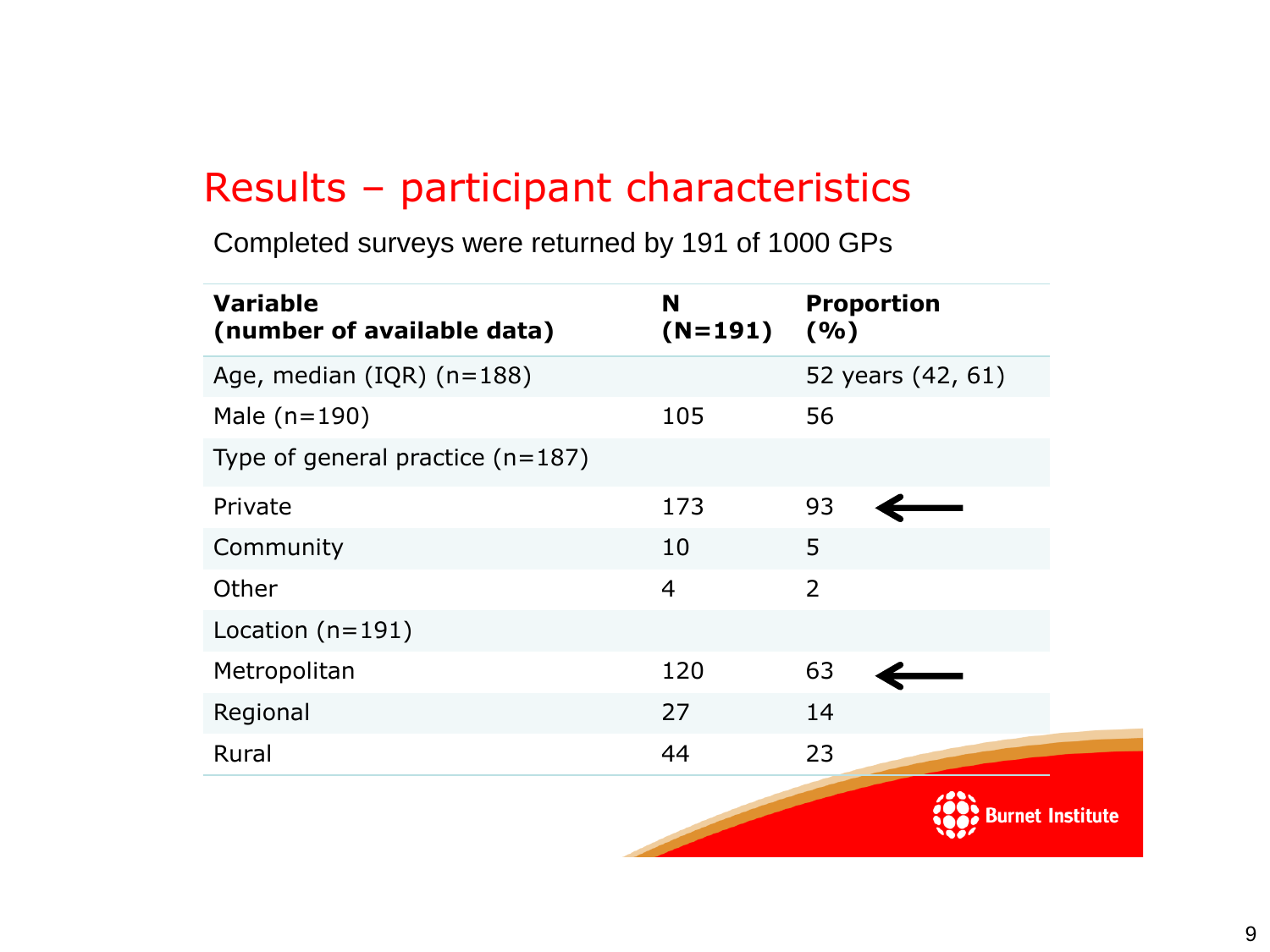# Results – participant characteristics

Completed surveys were returned by 191 of 1000 GPs

| Variable (number of available data) | N (N=191) | Proportion (%) |
|---|---|---|
| Age, median (IQR) (n=188) | | 52 years (42, 61) |
| Male (n=190) | 105 | 56 |
| Type of general practice (n=187) | | |
| Private | 173 | 93 ← |
| Community | 10 | 5 |
| Other | 4 | 2 |
| Location (n=191) | | |
| Metropolitan | 120 | 63 ← |
| Regional | 27 | 14 |
| Rural | 44 | 23 |

Burnet Institute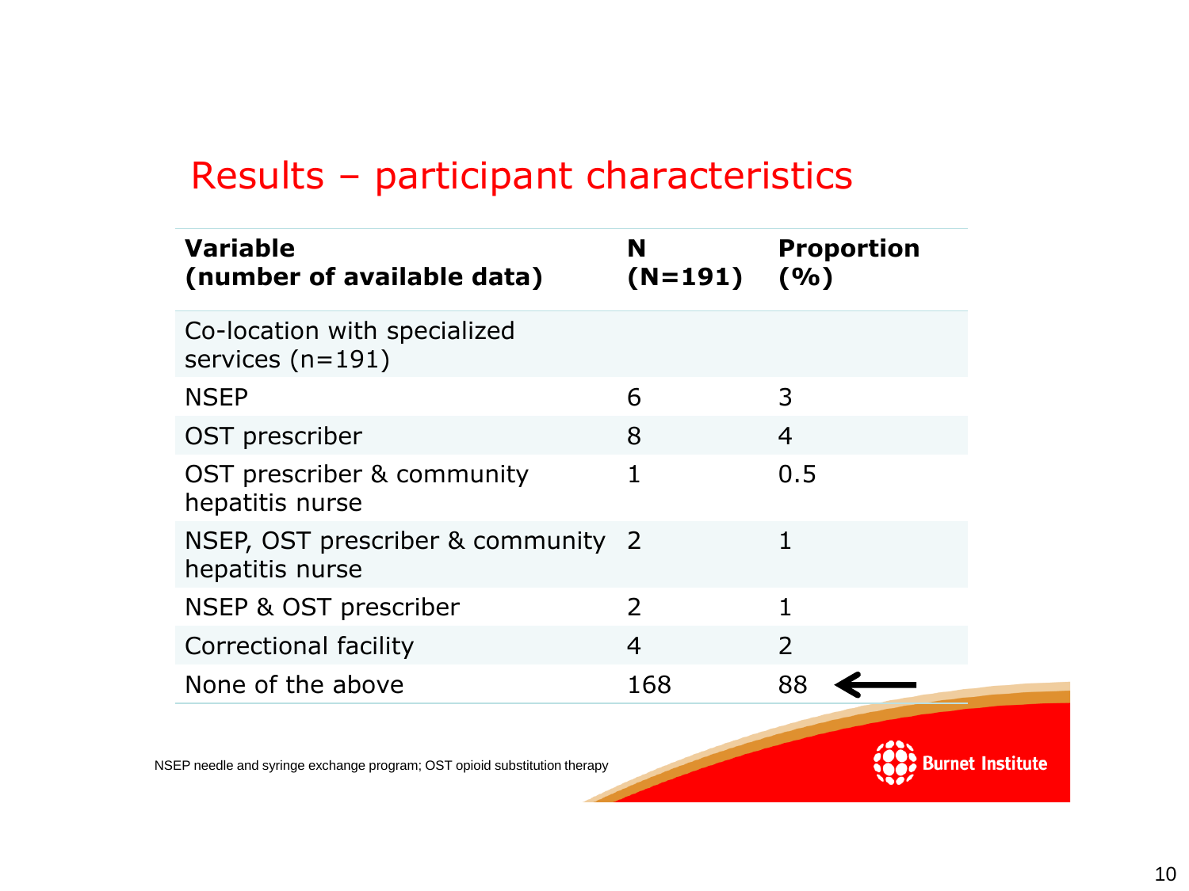## Results – participant characteristics

| Variable (number of available data) | N (N=191) | Proportion (%) |
|---|---|---|
| Co-location with specialized services (n=191) | | |
| NSEP | 6 | 3 |
| OST prescriber | 8 | 4 |
| OST prescriber & community hepatitis nurse | 1 | 0.5 |
| NSEP, OST prescriber & community hepatitis nurse | 2 | 1 |
| NSEP & OST prescriber | 2 | 1 |
| Correctional facility | 4 | 2 |
| None of the above | 168 | 88 |

NSEP needle and syringe exchange program; OST opioid substitution therapy

Burnet Institute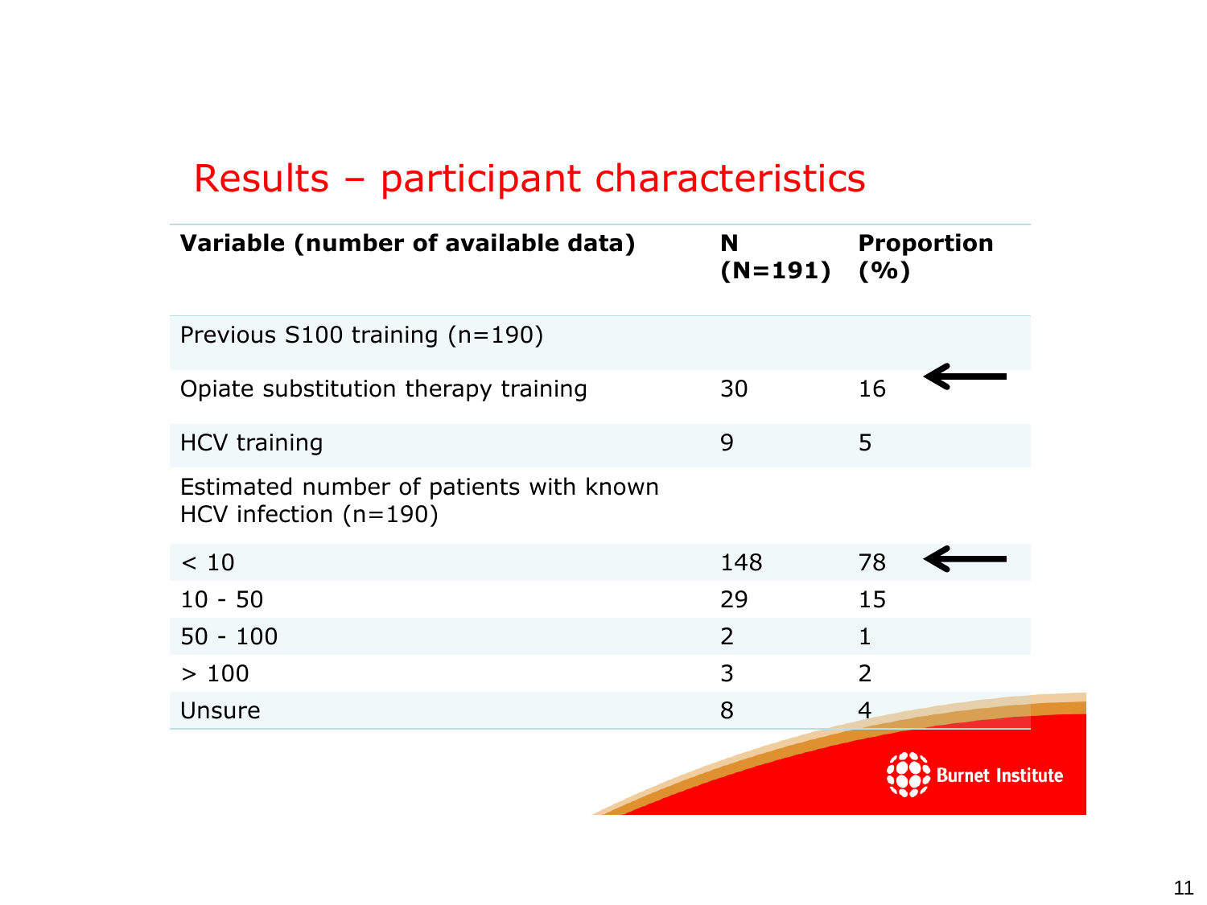# Results – participant characteristics

| Variable (number of available data) | N (N=191) | Proportion (%) |
|---|---|---|
| Previous S100 training (n=190) | | |
| Opiate substitution therapy training | 30 | 16 |
| HCV training | 9 | 5 |
| Estimated number of patients with known HCV infection (n=190) | | |
| < 10 | 148 | 78 |
| 10 - 50 | 29 | 15 |
| 50 - 100 | 2 | 1 |
| > 100 | 3 | 2 |
| Unsure | 8 | 4 |

Burnet Institute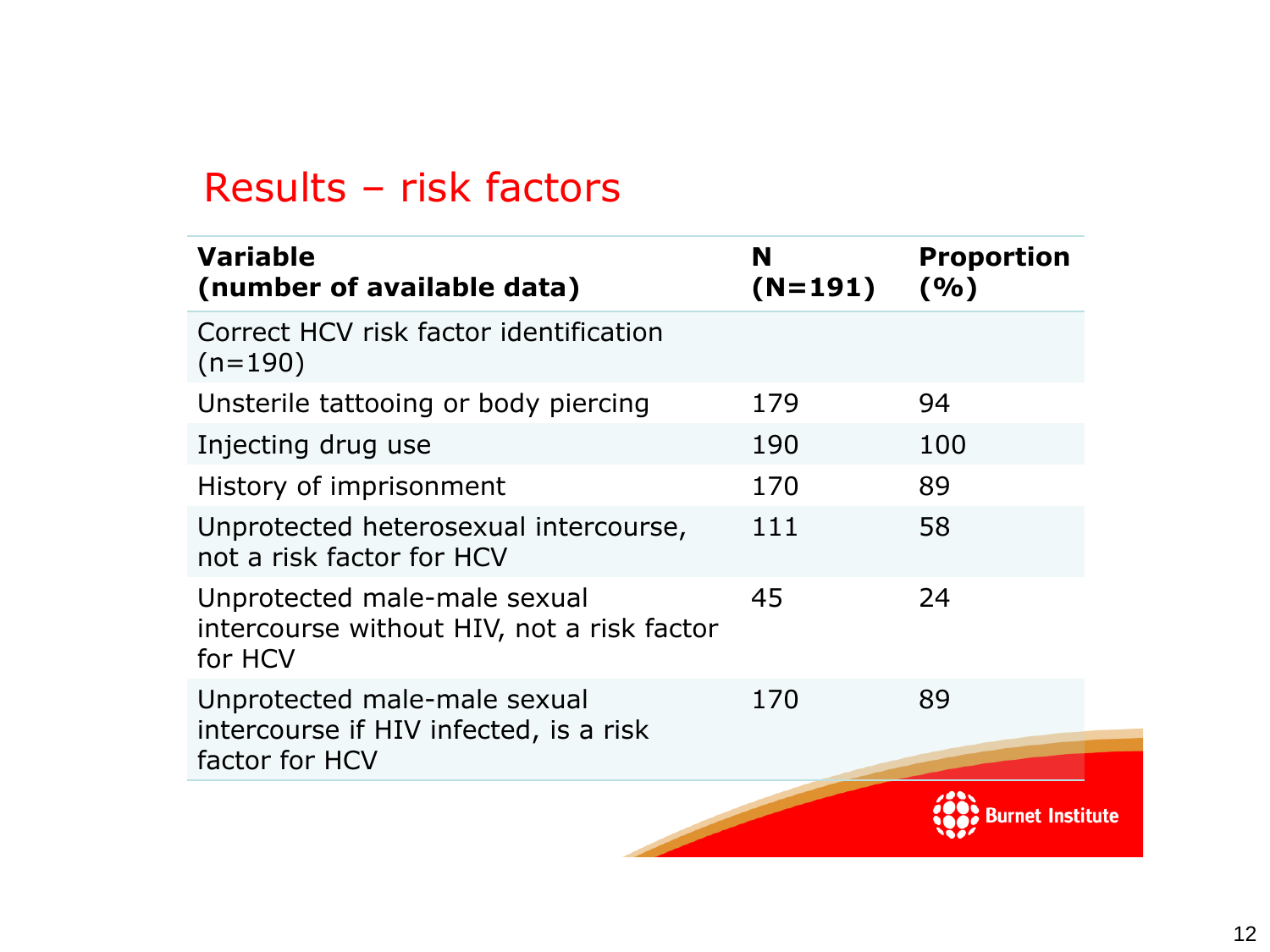# Results – risk factors

| Variable (number of available data) | N (N=191) | Proportion (%) |
|---|---|---|
| Correct HCV risk factor identification (n=190) | | |
| Unsterile tattooing or body piercing | 179 | 94 |
| Injecting drug use | 190 | 100 |
| History of imprisonment | 170 | 89 |
| Unprotected heterosexual intercourse, not a risk factor for HCV | 111 | 58 |
| Unprotected male-male sexual intercourse without HIV, not a risk factor for HCV | 45 | 24 |
| Unprotected male-male sexual intercourse if HIV infected, is a risk factor for HCV | 170 | 89 |

Burnet Institute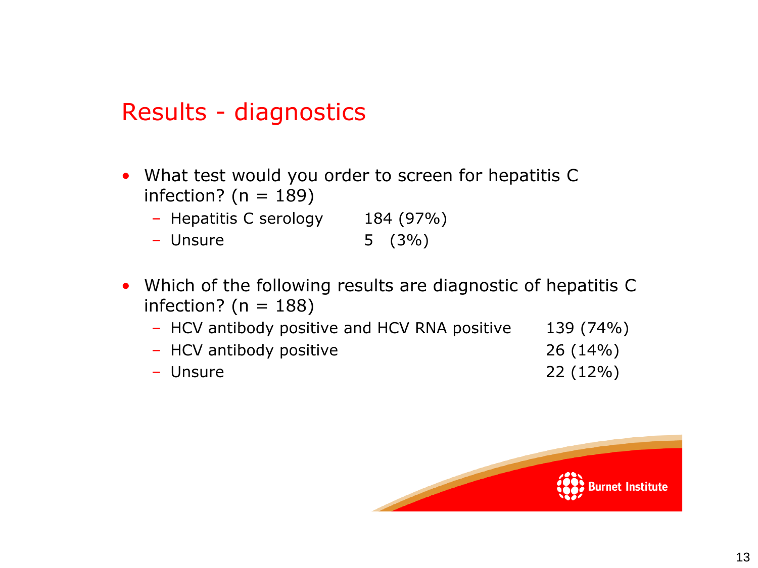# Results - diagnostics

- What test would you order to screen for hepatitis C infection? (n = 189)
  - Hepatitis C serology 184 (97%)
  - Unsure 5 (3%)

- Which of the following results are diagnostic of hepatitis C infection? (n = 188)
  - HCV antibody positive and HCV RNA positive 139 (74%)
  - HCV antibody positive 26 (14%)
  - Unsure 22 (12%)

Burnet Institute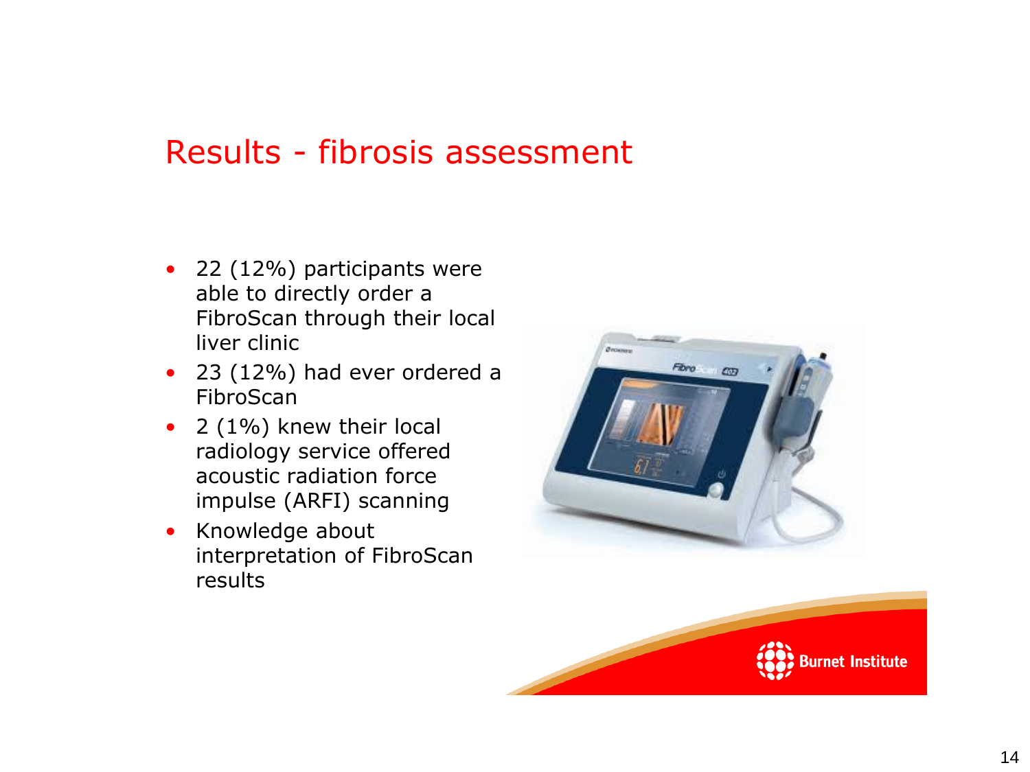# Results - fibrosis assessment

- 22 (12%) participants were able to directly order a FibroScan through their local liver clinic
- 23 (12%) had ever ordered a FibroScan
- 2 (1%) knew their local radiology service offered acoustic radiation force impulse (ARFI) scanning
- Knowledge about interpretation of FibroScan results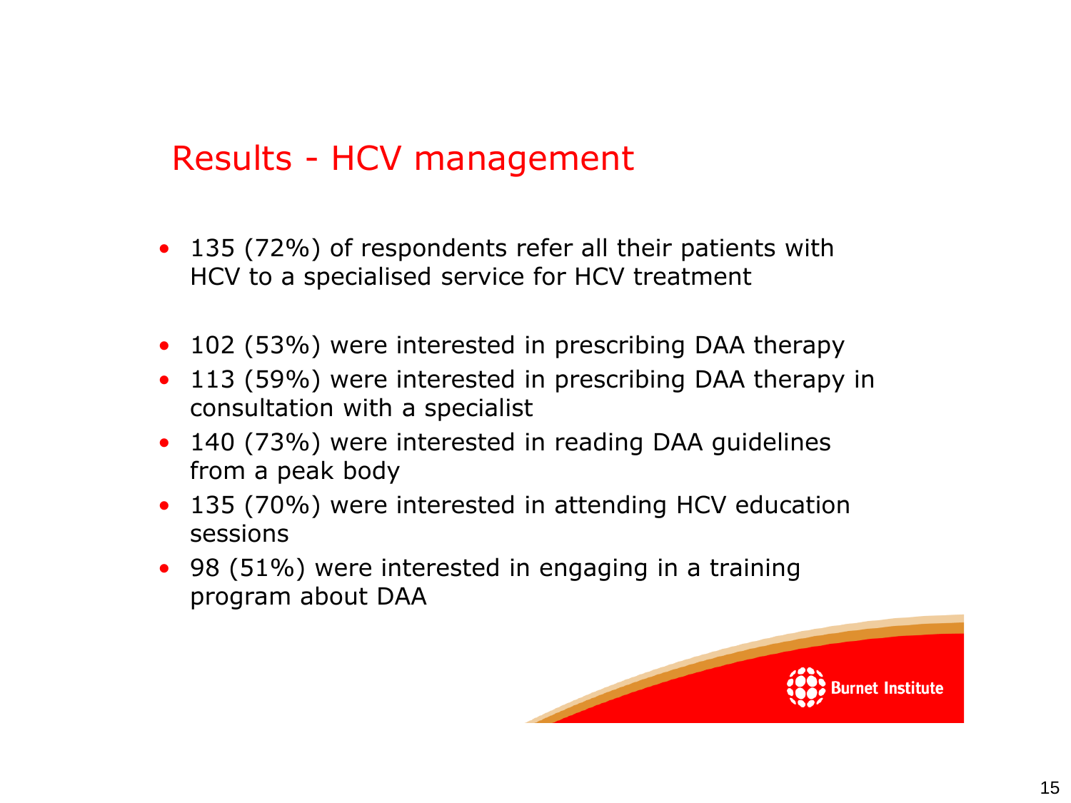# Results - HCV management

- 135 (72%) of respondents refer all their patients with HCV to a specialised service for HCV treatment

- 102 (53%) were interested in prescribing DAA therapy
- 113 (59%) were interested in prescribing DAA therapy in consultation with a specialist
- 140 (73%) were interested in reading DAA guidelines from a peak body
- 135 (70%) were interested in attending HCV education sessions
- 98 (51%) were interested in engaging in a training program about DAA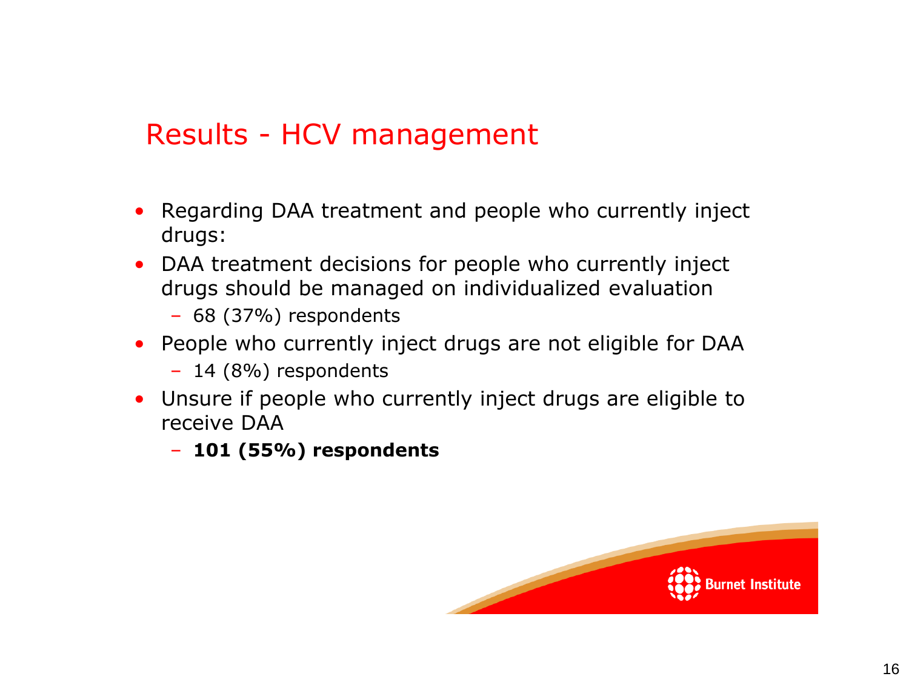# Results - HCV management

- Regarding DAA treatment and people who currently inject drugs:
- DAA treatment decisions for people who currently inject drugs should be managed on individualized evaluation
  - 68 (37%) respondents
- People who currently inject drugs are not eligible for DAA
  - 14 (8%) respondents
- Unsure if people who currently inject drugs are eligible to receive DAA
  - **101 (55%) respondents**

Burnet Institute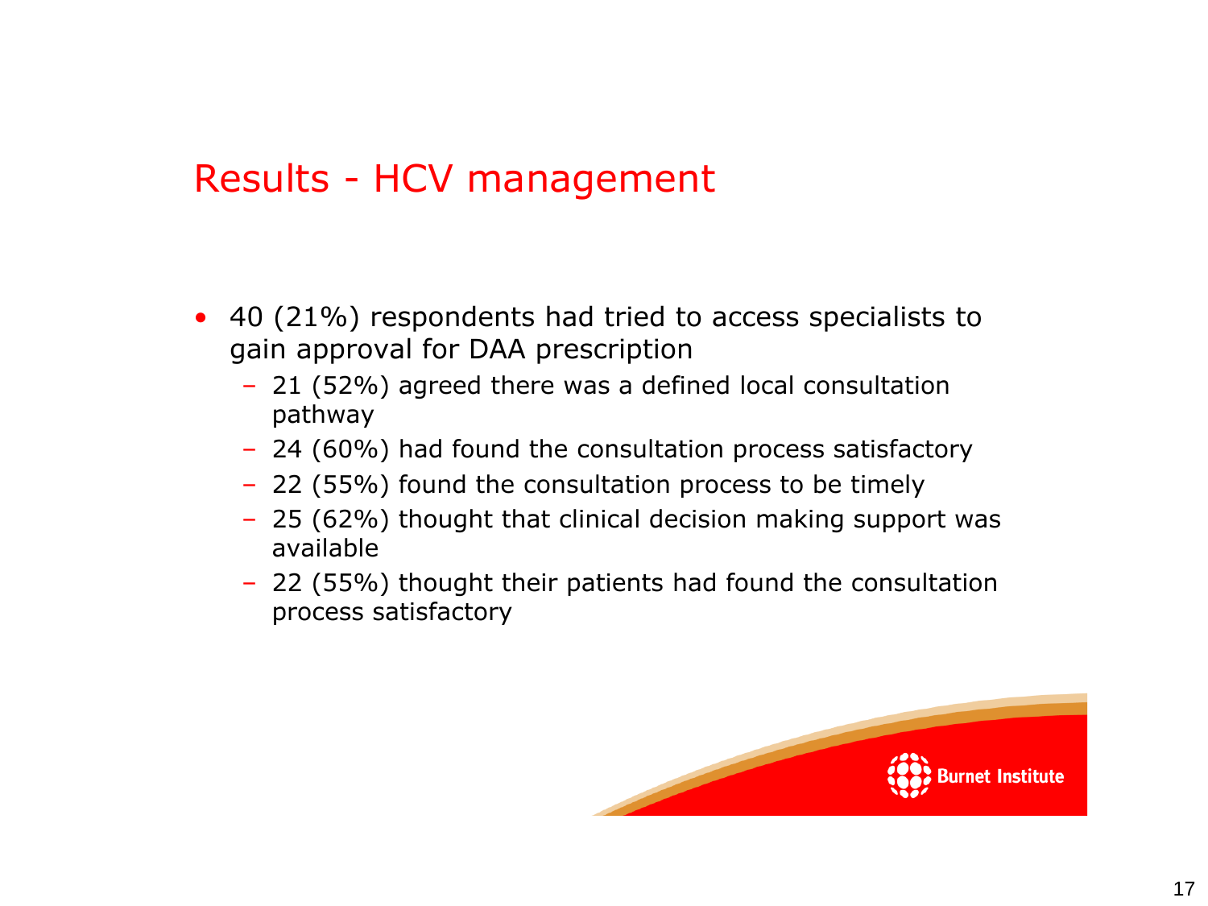# Results - HCV management

- 40 (21%) respondents had tried to access specialists to gain approval for DAA prescription
  - 21 (52%) agreed there was a defined local consultation pathway
  - 24 (60%) had found the consultation process satisfactory
  - 22 (55%) found the consultation process to be timely
  - 25 (62%) thought that clinical decision making support was available
  - 22 (55%) thought their patients had found the consultation process satisfactory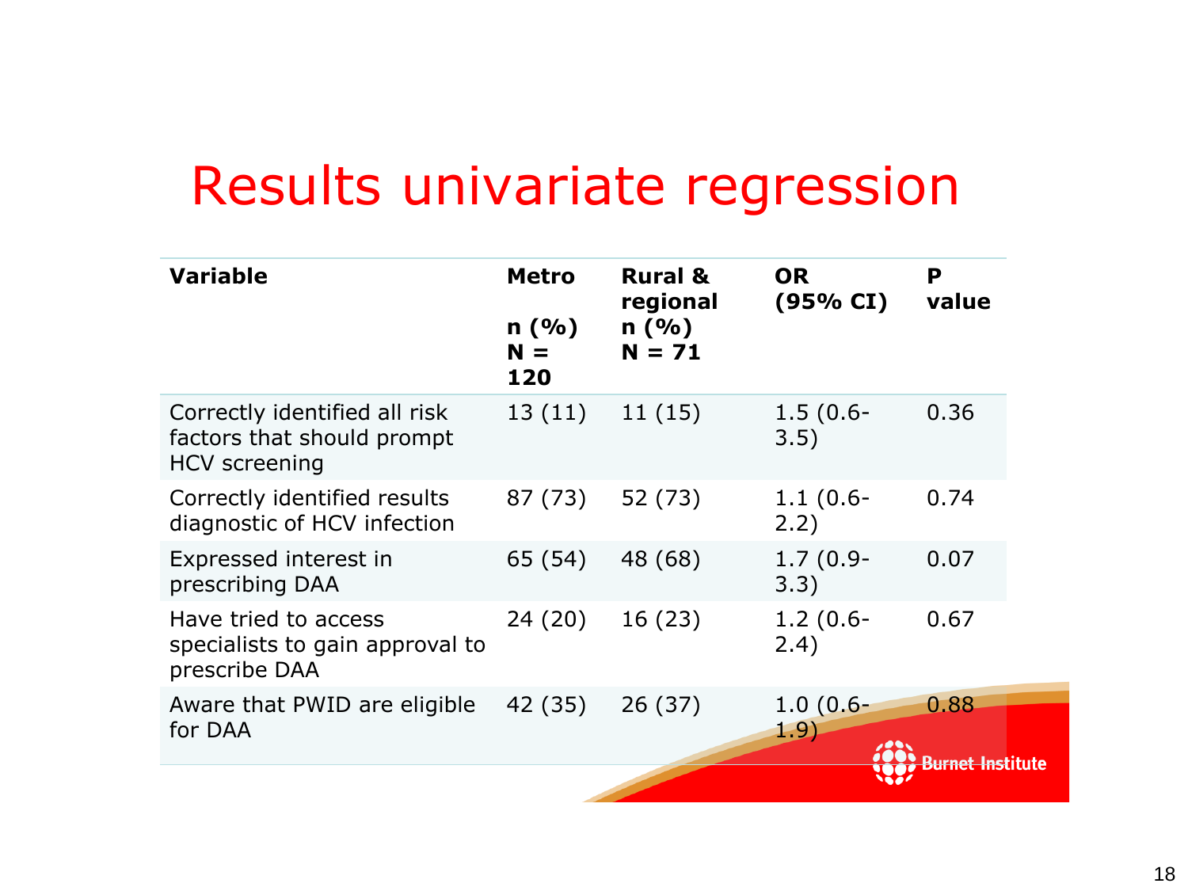# Results univariate regression

| Variable | Metro n (%) N = 120 | Rural & regional n (%) N = 71 | OR (95% CI) | P value |
|---|---|---|---|---|
| Correctly identified all risk factors that should prompt HCV screening | 13 (11) | 11 (15) | 1.5 (0.6-3.5) | 0.36 |
| Correctly identified results diagnostic of HCV infection | 87 (73) | 52 (73) | 1.1 (0.6-2.2) | 0.74 |
| Expressed interest in prescribing DAA | 65 (54) | 48 (68) | 1.7 (0.9-3.3) | 0.07 |
| Have tried to access specialists to gain approval to prescribe DAA | 24 (20) | 16 (23) | 1.2 (0.6-2.4) | 0.67 |
| Aware that PWID are eligible for DAA | 42 (35) | 26 (37) | 1.0 (0.6-1.9) | 0.88 |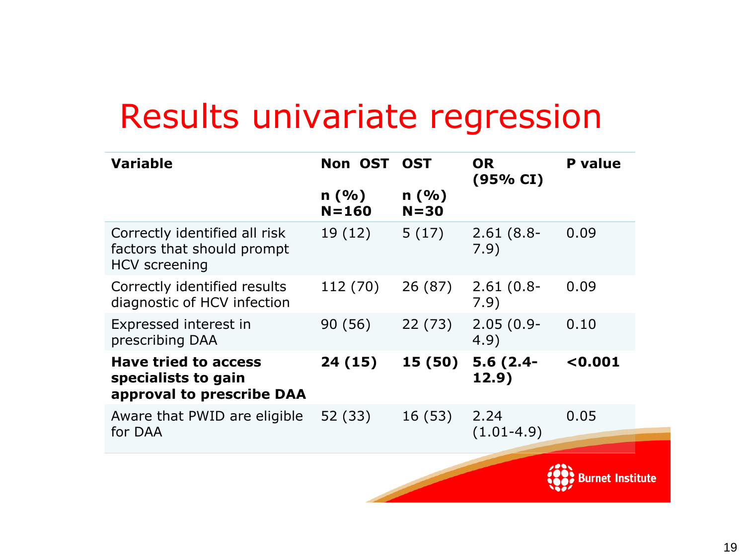# Results univariate regression

| Variable | Non OST n (%) N=160 | OST n (%) N=30 | OR (95% CI) | P value |
|---|---|---|---|---|
| Correctly identified all risk factors that should prompt HCV screening | 19 (12) | 5 (17) | 2.61 (8.8-7.9) | 0.09 |
| Correctly identified results diagnostic of HCV infection | 112 (70) | 26 (87) | 2.61 (0.8-7.9) | 0.09 |
| Expressed interest in prescribing DAA | 90 (56) | 22 (73) | 2.05 (0.9-4.9) | 0.10 |
| **Have tried to access specialists to gain approval to prescribe DAA** | **24 (15)** | **15 (50)** | **5.6 (2.4-12.9)** | **<0.001** |
| Aware that PWID are eligible for DAA | 52 (33) | 16 (53) | 2.24 (1.01-4.9) | 0.05 |

Burnet Institute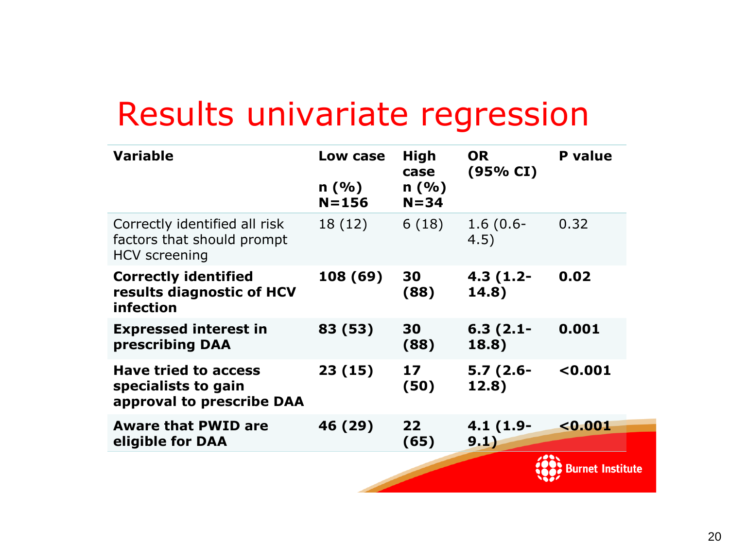# Results univariate regression

| Variable | Low case n (%) N=156 | High case n (%) N=34 | OR (95% CI) | P value |
|---|---|---|---|---|
| Correctly identified all risk factors that should prompt HCV screening | 18 (12) | 6 (18) | 1.6 (0.6-4.5) | 0.32 |
| **Correctly identified results diagnostic of HCV infection** | **108 (69)** | **30 (88)** | **4.3 (1.2-14.8)** | **0.02** |
| **Expressed interest in prescribing DAA** | **83 (53)** | **30 (88)** | **6.3 (2.1-18.8)** | **0.001** |
| **Have tried to access specialists to gain approval to prescribe DAA** | **23 (15)** | **17 (50)** | **5.7 (2.6-12.8)** | **<0.001** |
| **Aware that PWID are eligible for DAA** | **46 (29)** | **22 (65)** | **4.1 (1.9-9.1)** | **<0.001** |

Burnet Institute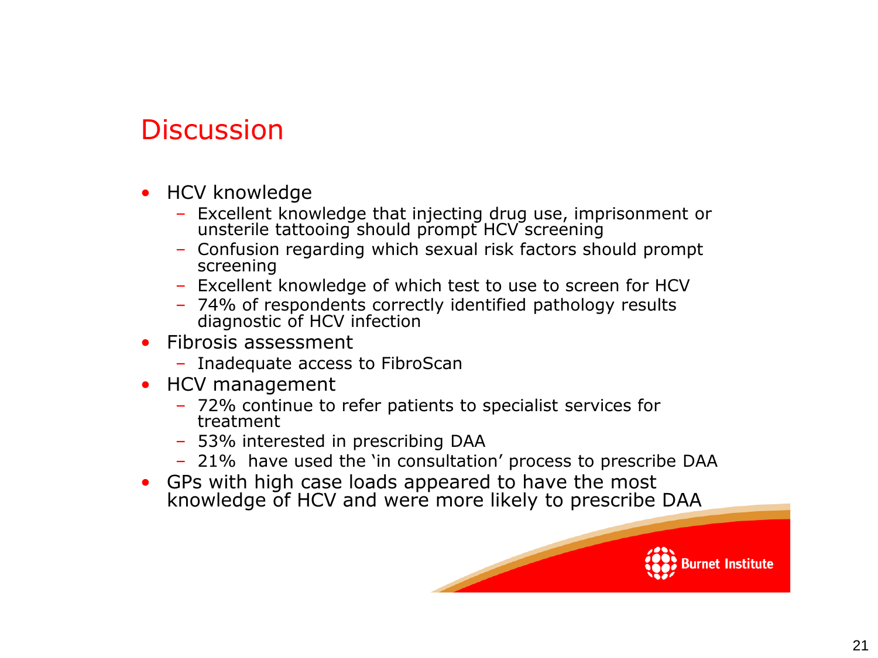# Discussion

- HCV knowledge
  - Excellent knowledge that injecting drug use, imprisonment or unsterile tattooing should prompt HCV screening
  - Confusion regarding which sexual risk factors should prompt screening
  - Excellent knowledge of which test to use to screen for HCV
  - 74% of respondents correctly identified pathology results diagnostic of HCV infection
- Fibrosis assessment
  - Inadequate access to FibroScan
- HCV management
  - 72% continue to refer patients to specialist services for treatment
  - 53% interested in prescribing DAA
  - 21% have used the 'in consultation' process to prescribe DAA
- GPs with high case loads appeared to have the most knowledge of HCV and were more likely to prescribe DAA

Burnet Institute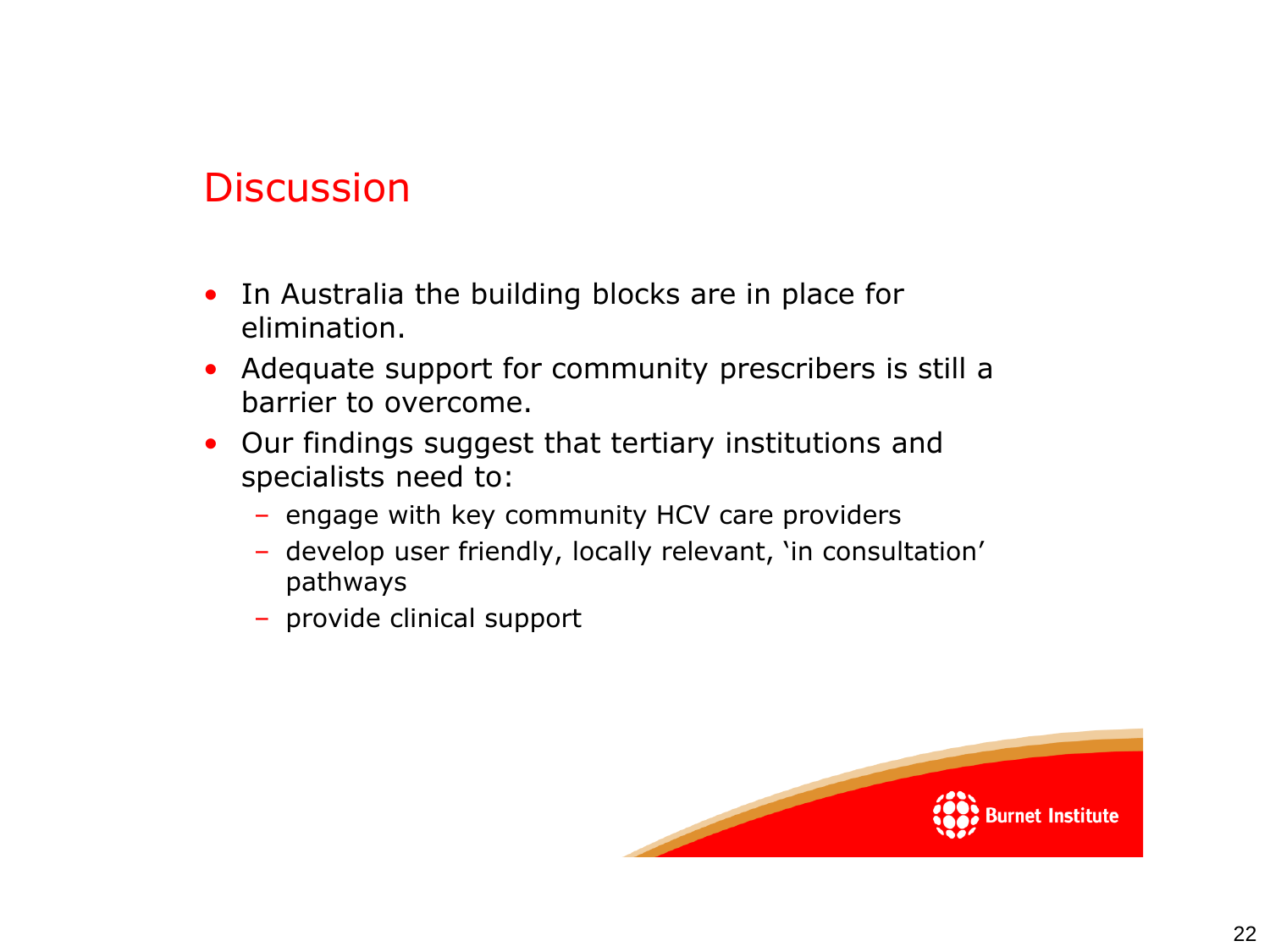## Discussion

- In Australia the building blocks are in place for elimination.
- Adequate support for community prescribers is still a barrier to overcome.
- Our findings suggest that tertiary institutions and specialists need to:
  - engage with key community HCV care providers
  - develop user friendly, locally relevant, 'in consultation' pathways
  - provide clinical support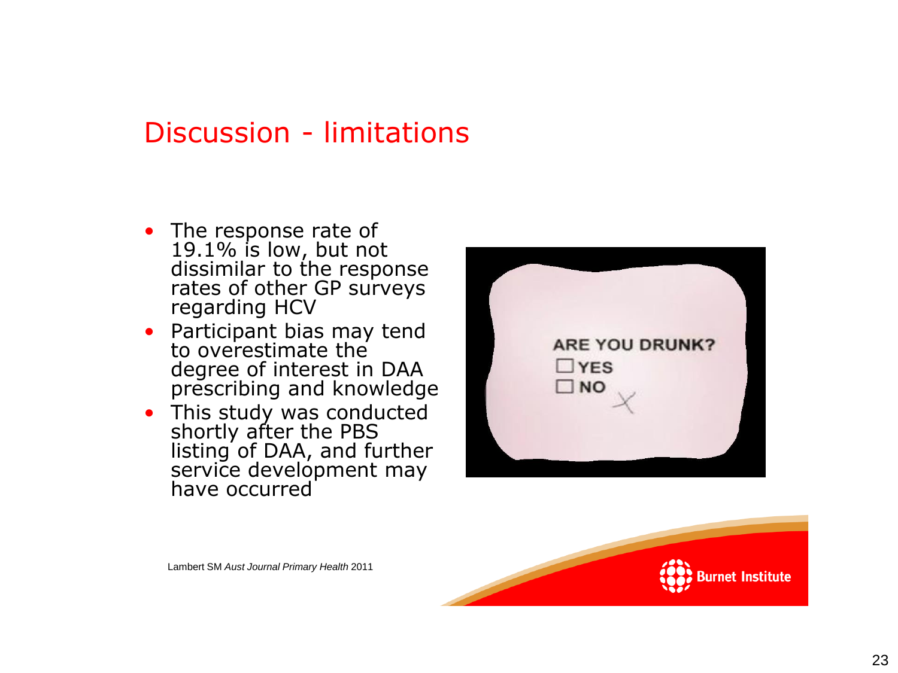## Discussion - limitations

- The response rate of 19.1% is low, but not dissimilar to the response rates of other GP surveys regarding HCV
- Participant bias may tend to overestimate the degree of interest in DAA prescribing and knowledge
- This study was conducted shortly after the PBS listing of DAA, and further service development may have occurred

Lambert SM *Aust Journal Primary Health* 2011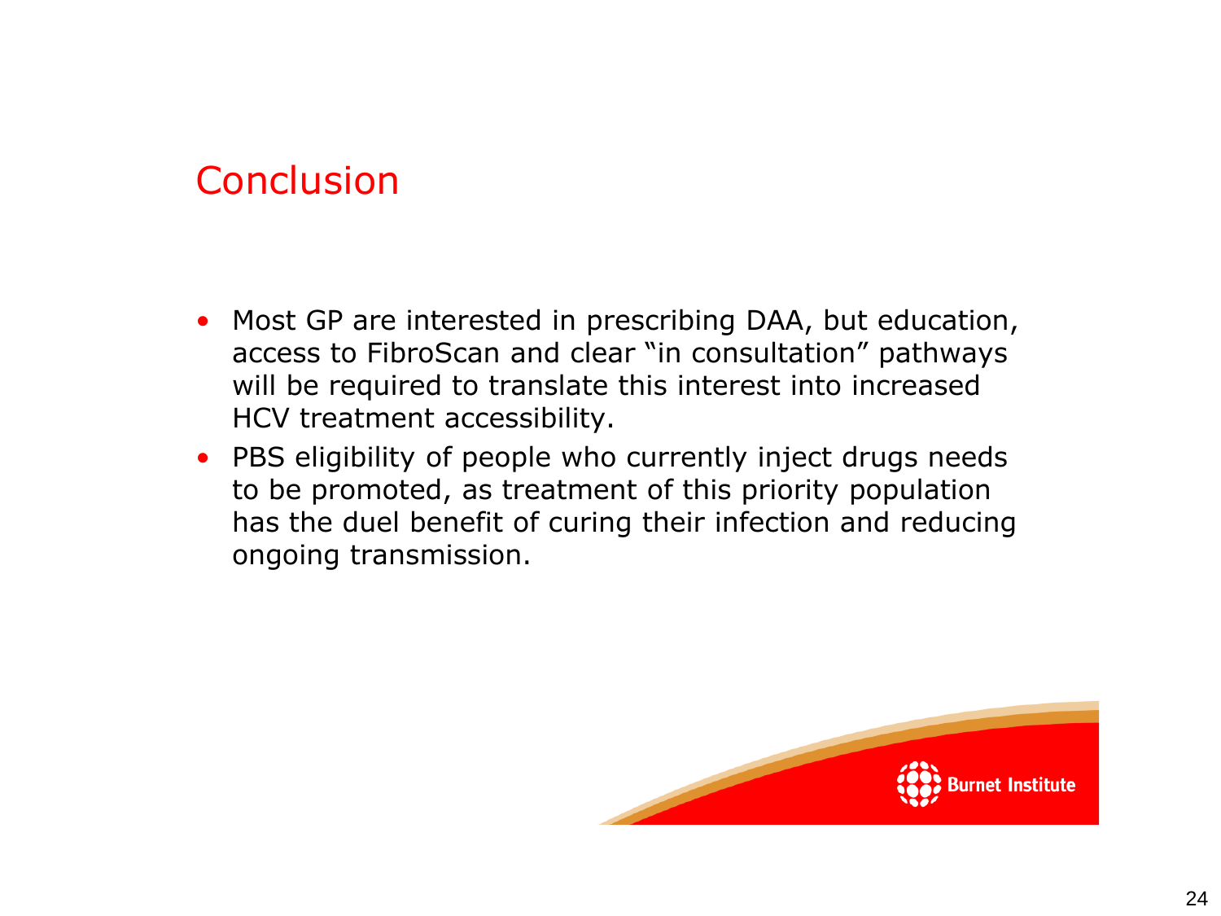# Conclusion

- Most GP are interested in prescribing DAA, but education, access to FibroScan and clear "in consultation" pathways will be required to translate this interest into increased HCV treatment accessibility.
- PBS eligibility of people who currently inject drugs needs to be promoted, as treatment of this priority population has the duel benefit of curing their infection and reducing ongoing transmission.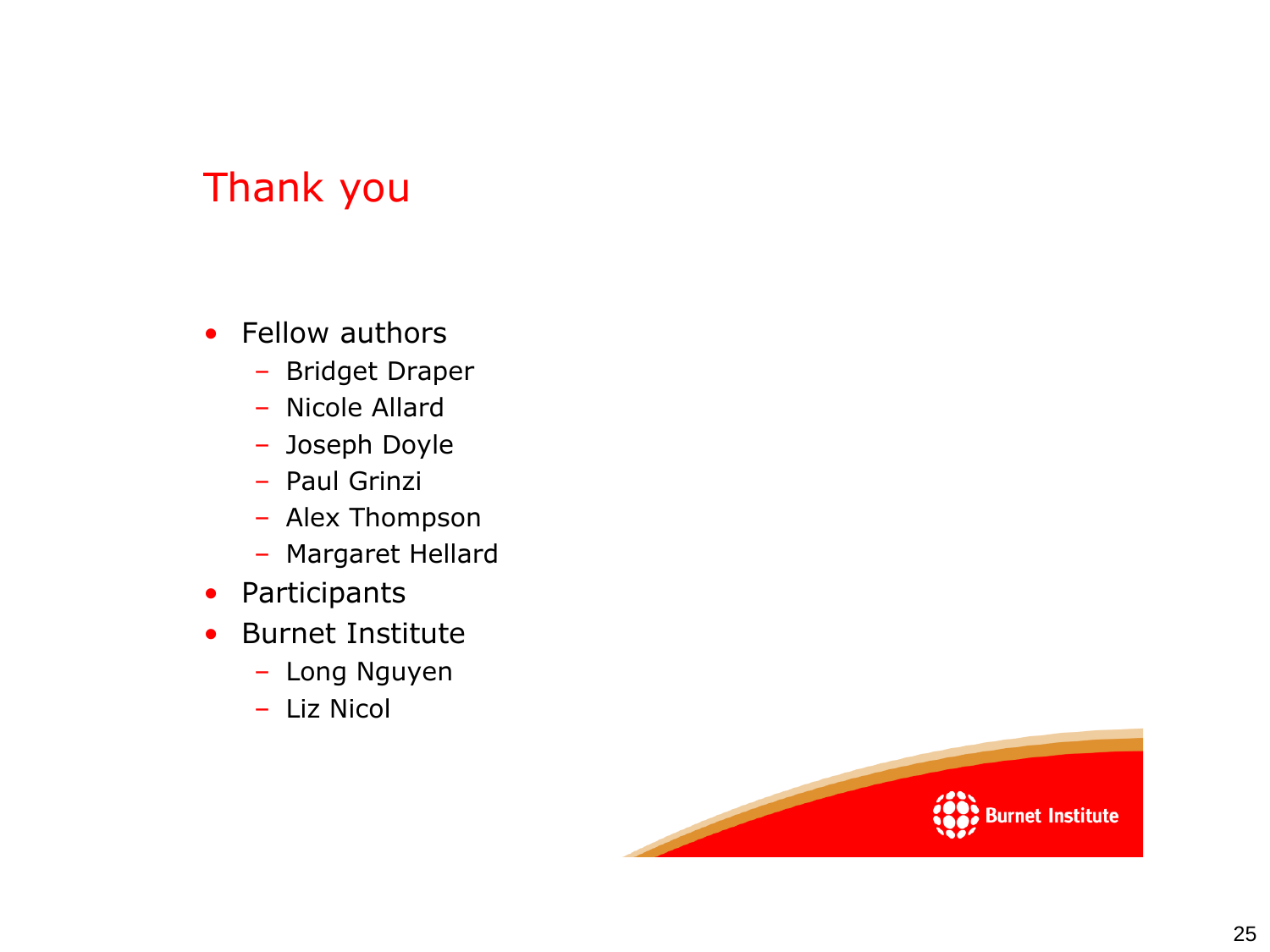# Thank you

- Fellow authors
  - Bridget Draper
  - Nicole Allard
  - Joseph Doyle
  - Paul Grinzi
  - Alex Thompson
  - Margaret Hellard
- Participants
- Burnet Institute
  - Long Nguyen
  - Liz Nicol

Burnet Institute